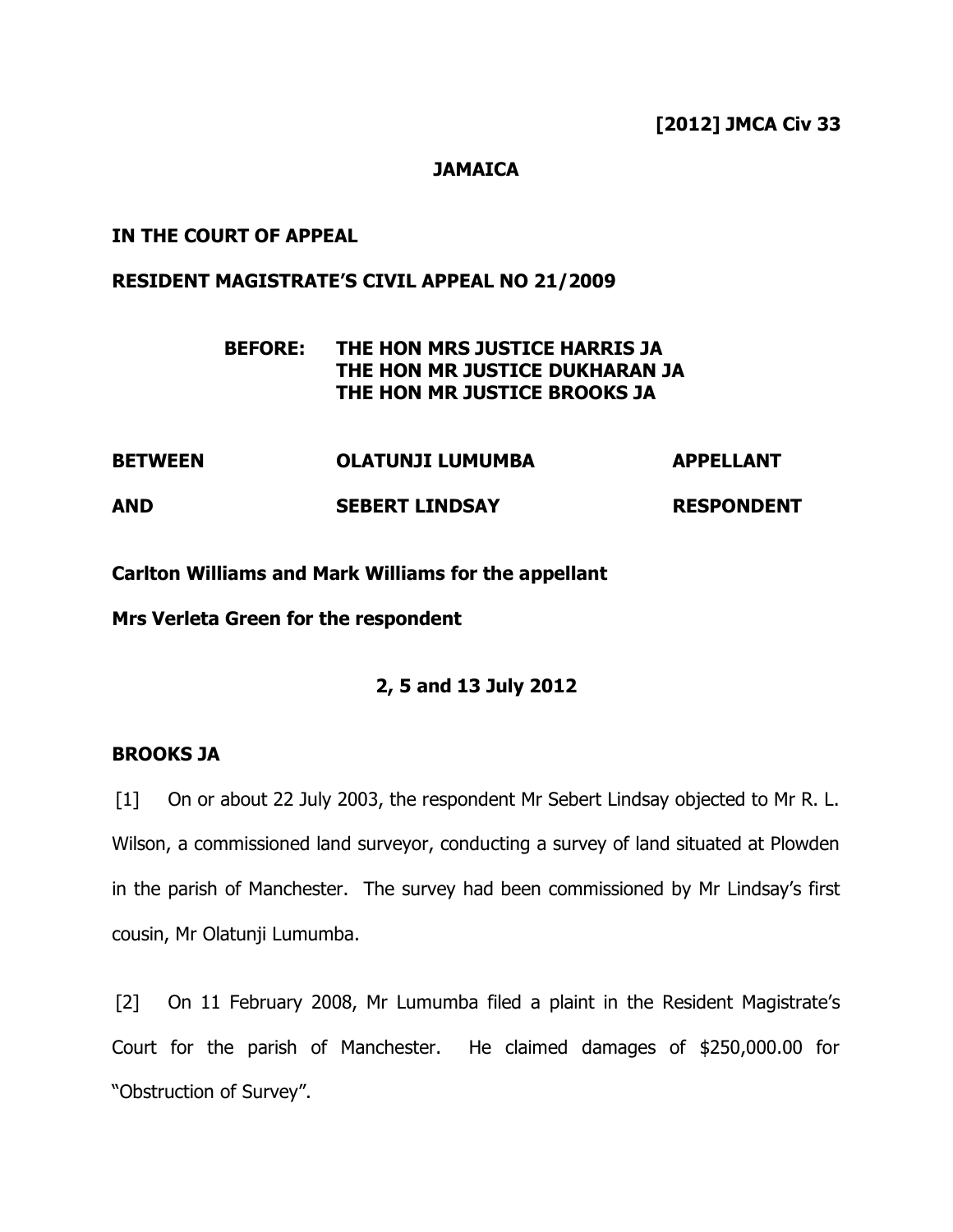**[2012] JMCA Civ 33**

**JAMAICA**

**IN THE COURT OF APPEAL**

**RESIDENT MAGISTRATE'S CIVIL APPEAL NO 21/2009**

**BEFORE: THE HON MRS JUSTICE HARRIS JA**
**THE HON MR JUSTICE DUKHARAN JA**
**THE HON MR JUSTICE BROOKS JA**

| | | |
|---|---|---|
| **BETWEEN** | **OLATUNJI LUMUMBA** | **APPELLANT** |
| **AND** | **SEBERT LINDSAY** | **RESPONDENT** |

**Carlton Williams and Mark Williams for the appellant**

**Mrs Verleta Green for the respondent**

**2, 5 and 13 July 2012**

**BROOKS JA**

[1] On or about 22 July 2003, the respondent Mr Sebert Lindsay objected to Mr R. L. Wilson, a commissioned land surveyor, conducting a survey of land situated at Plowden in the parish of Manchester. The survey had been commissioned by Mr Lindsay's first cousin, Mr Olatunji Lumumba.

[2] On 11 February 2008, Mr Lumumba filed a plaint in the Resident Magistrate's Court for the parish of Manchester. He claimed damages of $250,000.00 for "Obstruction of Survey".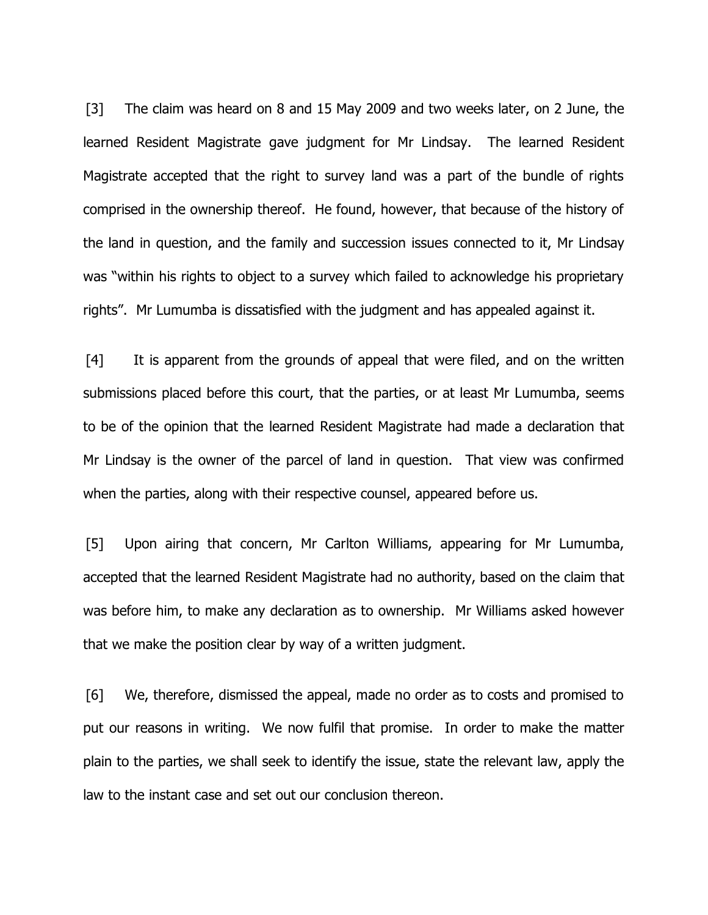[3] The claim was heard on 8 and 15 May 2009 and two weeks later, on 2 June, the learned Resident Magistrate gave judgment for Mr Lindsay. The learned Resident Magistrate accepted that the right to survey land was a part of the bundle of rights comprised in the ownership thereof. He found, however, that because of the history of the land in question, and the family and succession issues connected to it, Mr Lindsay was "within his rights to object to a survey which failed to acknowledge his proprietary rights". Mr Lumumba is dissatisfied with the judgment and has appealed against it.

[4] It is apparent from the grounds of appeal that were filed, and on the written submissions placed before this court, that the parties, or at least Mr Lumumba, seems to be of the opinion that the learned Resident Magistrate had made a declaration that Mr Lindsay is the owner of the parcel of land in question. That view was confirmed when the parties, along with their respective counsel, appeared before us.

[5] Upon airing that concern, Mr Carlton Williams, appearing for Mr Lumumba, accepted that the learned Resident Magistrate had no authority, based on the claim that was before him, to make any declaration as to ownership. Mr Williams asked however that we make the position clear by way of a written judgment.

[6] We, therefore, dismissed the appeal, made no order as to costs and promised to put our reasons in writing. We now fulfil that promise. In order to make the matter plain to the parties, we shall seek to identify the issue, state the relevant law, apply the law to the instant case and set out our conclusion thereon.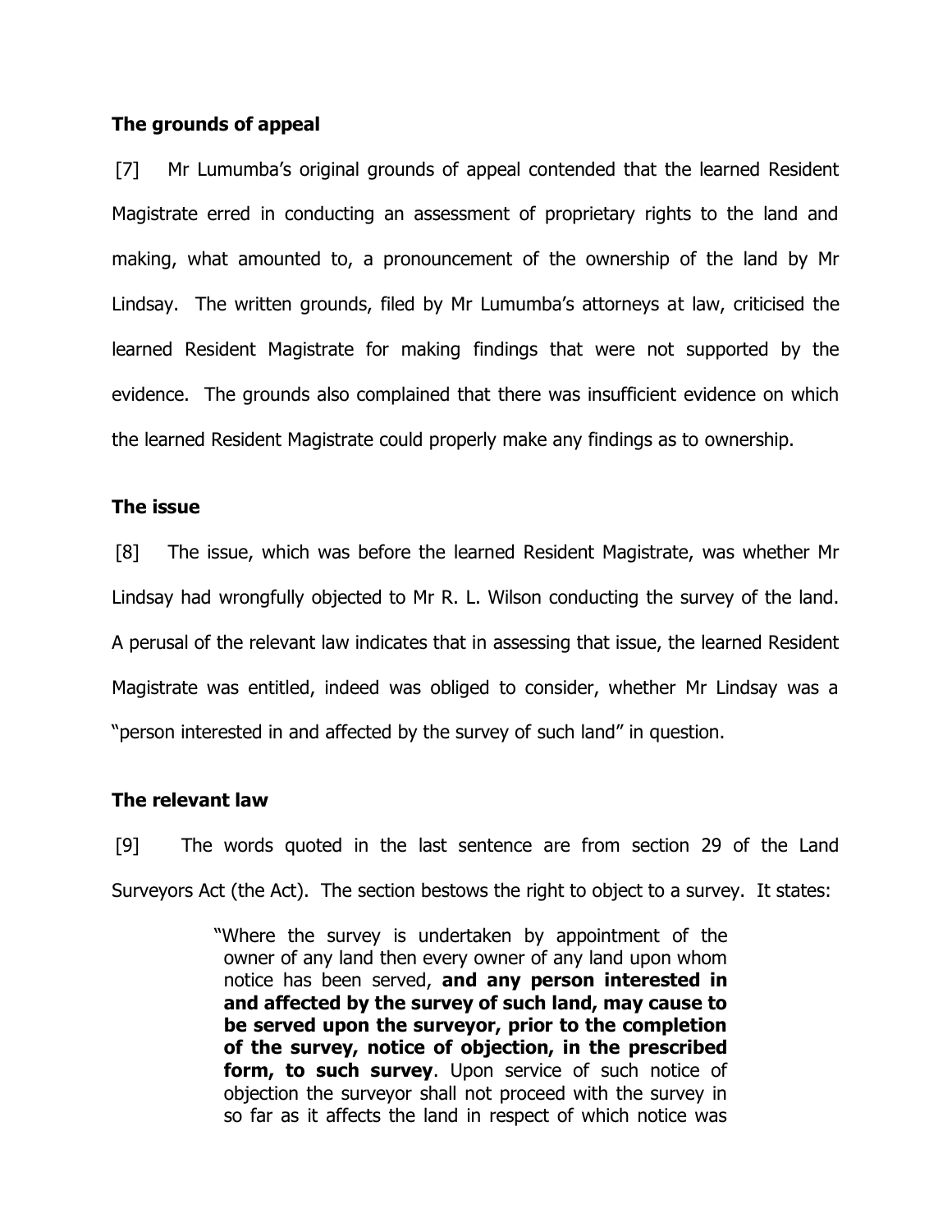### The grounds of appeal

[7] Mr Lumumba's original grounds of appeal contended that the learned Resident Magistrate erred in conducting an assessment of proprietary rights to the land and making, what amounted to, a pronouncement of the ownership of the land by Mr Lindsay. The written grounds, filed by Mr Lumumba's attorneys at law, criticised the learned Resident Magistrate for making findings that were not supported by the evidence. The grounds also complained that there was insufficient evidence on which the learned Resident Magistrate could properly make any findings as to ownership.

### The issue

[8] The issue, which was before the learned Resident Magistrate, was whether Mr Lindsay had wrongfully objected to Mr R. L. Wilson conducting the survey of the land. A perusal of the relevant law indicates that in assessing that issue, the learned Resident Magistrate was entitled, indeed was obliged to consider, whether Mr Lindsay was a "person interested in and affected by the survey of such land" in question.

### The relevant law

[9] The words quoted in the last sentence are from section 29 of the Land Surveyors Act (the Act). The section bestows the right to object to a survey. It states:

> "Where the survey is undertaken by appointment of the owner of any land then every owner of any land upon whom notice has been served, **and any person interested in and affected by the survey of such land, may cause to be served upon the surveyor, prior to the completion of the survey, notice of objection, in the prescribed form, to such survey**. Upon service of such notice of objection the surveyor shall not proceed with the survey in so far as it affects the land in respect of which notice was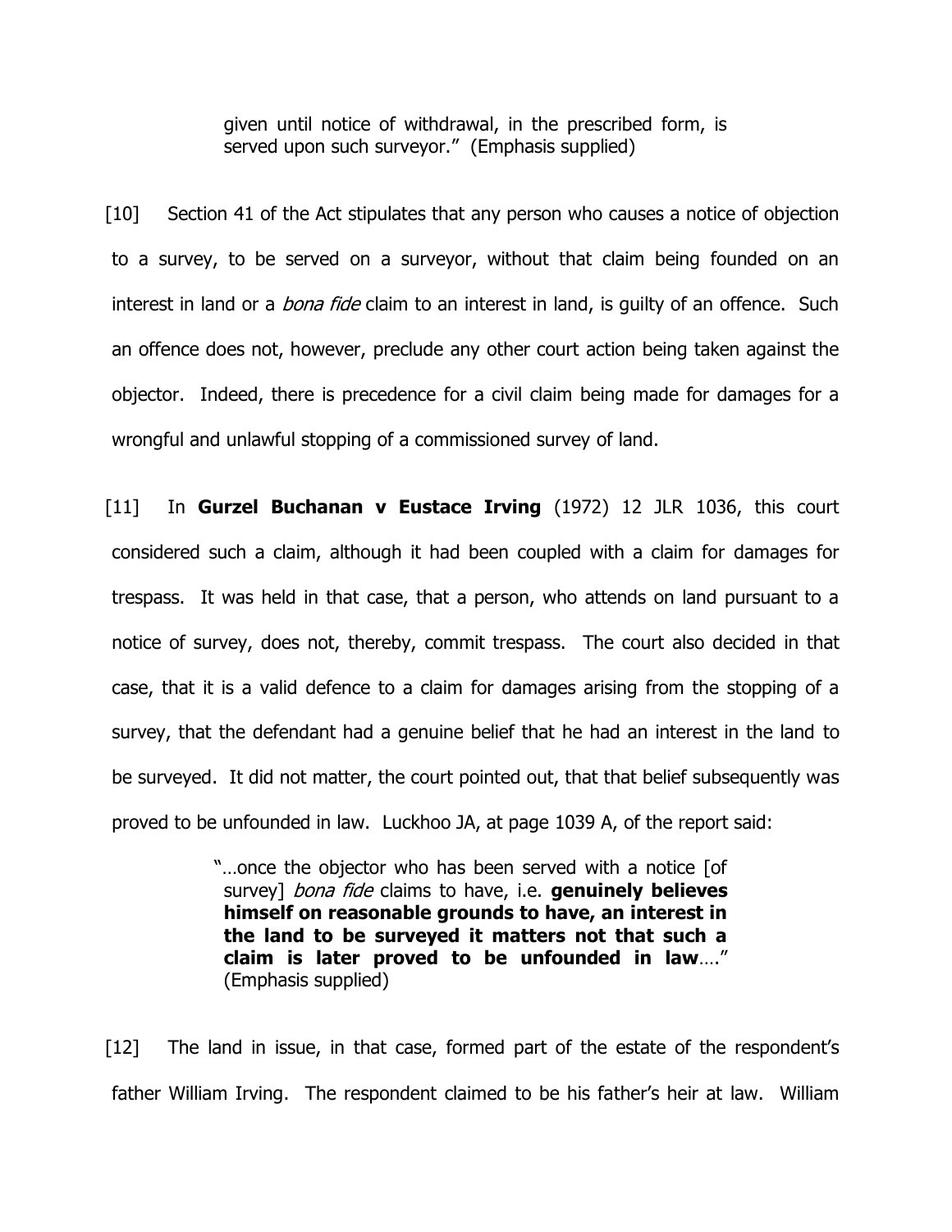given until notice of withdrawal, in the prescribed form, is served upon such surveyor." (Emphasis supplied)

[10] Section 41 of the Act stipulates that any person who causes a notice of objection to a survey, to be served on a surveyor, without that claim being founded on an interest in land or a *bona fide* claim to an interest in land, is guilty of an offence. Such an offence does not, however, preclude any other court action being taken against the objector. Indeed, there is precedence for a civil claim being made for damages for a wrongful and unlawful stopping of a commissioned survey of land.

[11] In **Gurzel Buchanan v Eustace Irving** (1972) 12 JLR 1036, this court considered such a claim, although it had been coupled with a claim for damages for trespass. It was held in that case, that a person, who attends on land pursuant to a notice of survey, does not, thereby, commit trespass. The court also decided in that case, that it is a valid defence to a claim for damages arising from the stopping of a survey, that the defendant had a genuine belief that he had an interest in the land to be surveyed. It did not matter, the court pointed out, that that belief subsequently was proved to be unfounded in law. Luckhoo JA, at page 1039 A, of the report said:

> "…once the objector who has been served with a notice [of survey] *bona fide* claims to have, i.e. **genuinely believes himself on reasonable grounds to have, an interest in the land to be surveyed it matters not that such a claim is later proved to be unfounded in law**…." (Emphasis supplied)

[12] The land in issue, in that case, formed part of the estate of the respondent's father William Irving. The respondent claimed to be his father's heir at law. William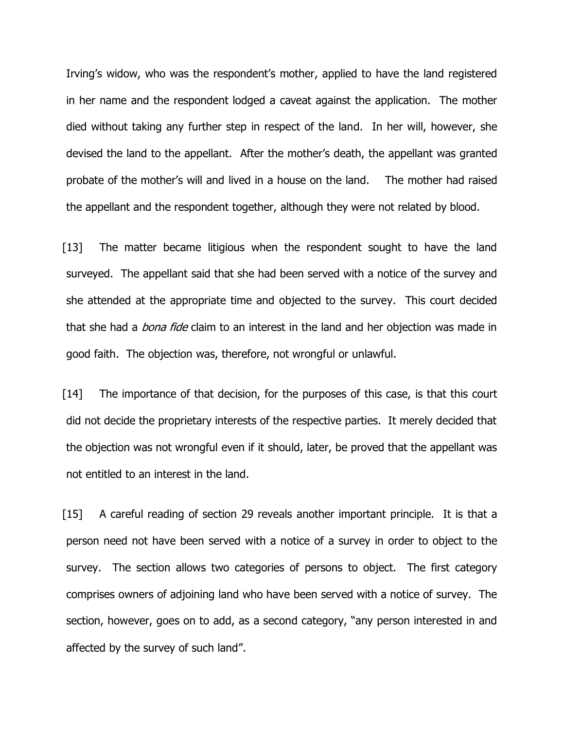Irving's widow, who was the respondent's mother, applied to have the land registered in her name and the respondent lodged a caveat against the application. The mother died without taking any further step in respect of the land. In her will, however, she devised the land to the appellant. After the mother's death, the appellant was granted probate of the mother's will and lived in a house on the land. The mother had raised the appellant and the respondent together, although they were not related by blood.

[13] The matter became litigious when the respondent sought to have the land surveyed. The appellant said that she had been served with a notice of the survey and she attended at the appropriate time and objected to the survey. This court decided that she had a *bona fide* claim to an interest in the land and her objection was made in good faith. The objection was, therefore, not wrongful or unlawful.

[14] The importance of that decision, for the purposes of this case, is that this court did not decide the proprietary interests of the respective parties. It merely decided that the objection was not wrongful even if it should, later, be proved that the appellant was not entitled to an interest in the land.

[15] A careful reading of section 29 reveals another important principle. It is that a person need not have been served with a notice of a survey in order to object to the survey. The section allows two categories of persons to object. The first category comprises owners of adjoining land who have been served with a notice of survey. The section, however, goes on to add, as a second category, "any person interested in and affected by the survey of such land".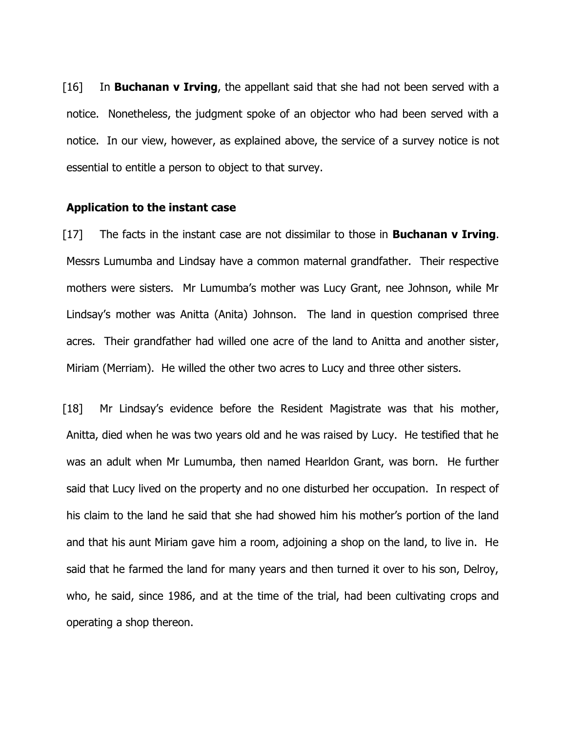[16] In **Buchanan v Irving**, the appellant said that she had not been served with a notice. Nonetheless, the judgment spoke of an objector who had been served with a notice. In our view, however, as explained above, the service of a survey notice is not essential to entitle a person to object to that survey.

**Application to the instant case**

[17] The facts in the instant case are not dissimilar to those in **Buchanan v Irving**. Messrs Lumumba and Lindsay have a common maternal grandfather. Their respective mothers were sisters. Mr Lumumba's mother was Lucy Grant, nee Johnson, while Mr Lindsay's mother was Anitta (Anita) Johnson. The land in question comprised three acres. Their grandfather had willed one acre of the land to Anitta and another sister, Miriam (Merriam). He willed the other two acres to Lucy and three other sisters.

[18] Mr Lindsay's evidence before the Resident Magistrate was that his mother, Anitta, died when he was two years old and he was raised by Lucy. He testified that he was an adult when Mr Lumumba, then named Hearldon Grant, was born. He further said that Lucy lived on the property and no one disturbed her occupation. In respect of his claim to the land he said that she had showed him his mother's portion of the land and that his aunt Miriam gave him a room, adjoining a shop on the land, to live in. He said that he farmed the land for many years and then turned it over to his son, Delroy, who, he said, since 1986, and at the time of the trial, had been cultivating crops and operating a shop thereon.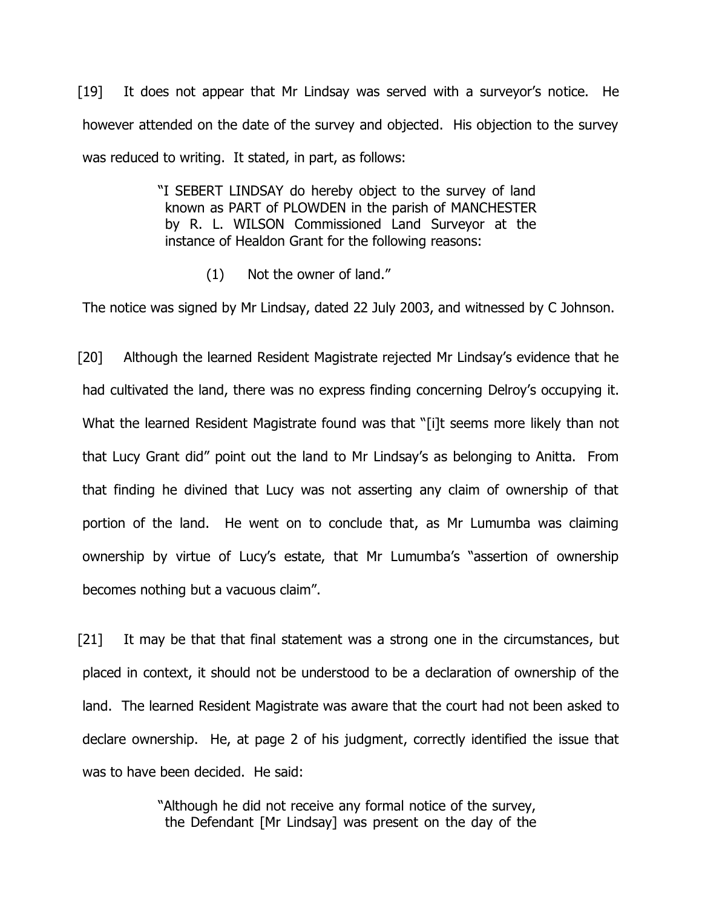[19] It does not appear that Mr Lindsay was served with a surveyor's notice. He however attended on the date of the survey and objected. His objection to the survey was reduced to writing. It stated, in part, as follows:

> "I SEBERT LINDSAY do hereby object to the survey of land known as PART of PLOWDEN in the parish of MANCHESTER by R. L. WILSON Commissioned Land Surveyor at the instance of Healdon Grant for the following reasons:
>
> (1) Not the owner of land."

The notice was signed by Mr Lindsay, dated 22 July 2003, and witnessed by C Johnson.

[20] Although the learned Resident Magistrate rejected Mr Lindsay's evidence that he had cultivated the land, there was no express finding concerning Delroy's occupying it. What the learned Resident Magistrate found was that "[i]t seems more likely than not that Lucy Grant did" point out the land to Mr Lindsay's as belonging to Anitta. From that finding he divined that Lucy was not asserting any claim of ownership of that portion of the land. He went on to conclude that, as Mr Lumumba was claiming ownership by virtue of Lucy's estate, that Mr Lumumba's "assertion of ownership becomes nothing but a vacuous claim".

[21] It may be that that final statement was a strong one in the circumstances, but placed in context, it should not be understood to be a declaration of ownership of the land. The learned Resident Magistrate was aware that the court had not been asked to declare ownership. He, at page 2 of his judgment, correctly identified the issue that was to have been decided. He said:

> "Although he did not receive any formal notice of the survey, the Defendant [Mr Lindsay] was present on the day of the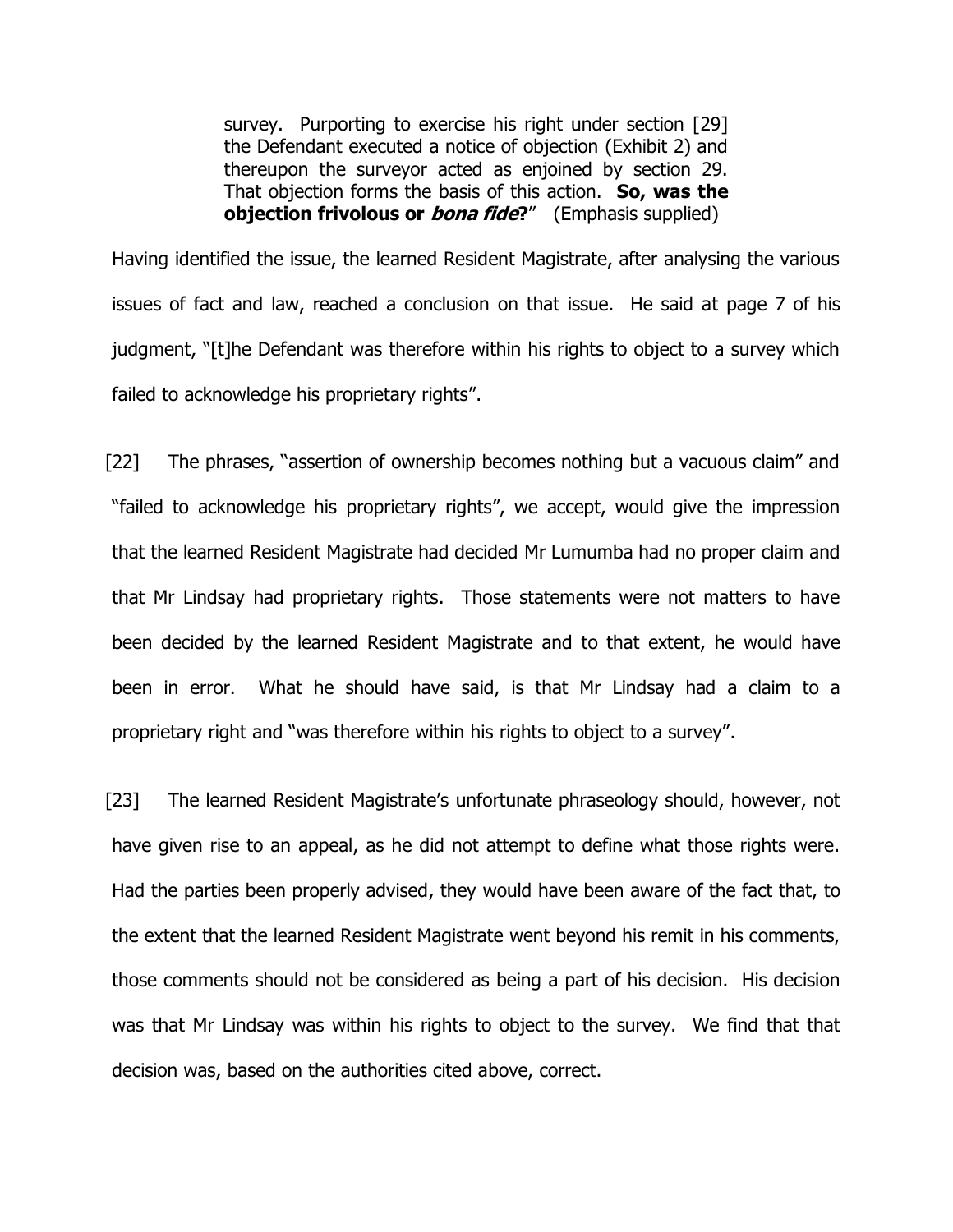> survey. Purporting to exercise his right under section [29] the Defendant executed a notice of objection (Exhibit 2) and thereupon the surveyor acted as enjoined by section 29. That objection forms the basis of this action. **So, was the objection frivolous or *bona fide*?**" (Emphasis supplied)

Having identified the issue, the learned Resident Magistrate, after analysing the various issues of fact and law, reached a conclusion on that issue. He said at page 7 of his judgment, "[t]he Defendant was therefore within his rights to object to a survey which failed to acknowledge his proprietary rights".

[22] The phrases, "assertion of ownership becomes nothing but a vacuous claim" and "failed to acknowledge his proprietary rights", we accept, would give the impression that the learned Resident Magistrate had decided Mr Lumumba had no proper claim and that Mr Lindsay had proprietary rights. Those statements were not matters to have been decided by the learned Resident Magistrate and to that extent, he would have been in error. What he should have said, is that Mr Lindsay had a claim to a proprietary right and "was therefore within his rights to object to a survey".

[23] The learned Resident Magistrate's unfortunate phraseology should, however, not have given rise to an appeal, as he did not attempt to define what those rights were. Had the parties been properly advised, they would have been aware of the fact that, to the extent that the learned Resident Magistrate went beyond his remit in his comments, those comments should not be considered as being a part of his decision. His decision was that Mr Lindsay was within his rights to object to the survey. We find that that decision was, based on the authorities cited above, correct.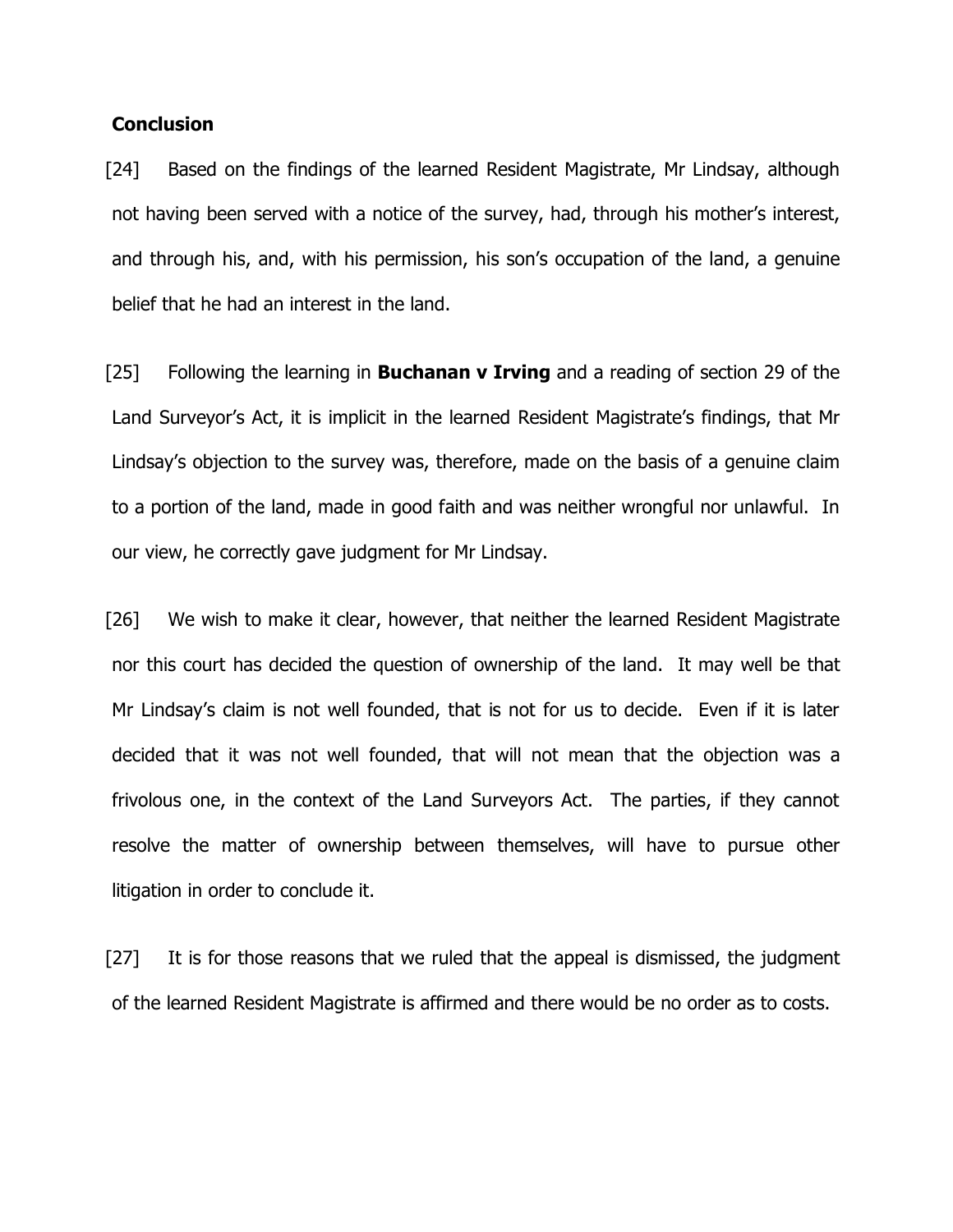## Conclusion

[24] Based on the findings of the learned Resident Magistrate, Mr Lindsay, although not having been served with a notice of the survey, had, through his mother's interest, and through his, and, with his permission, his son's occupation of the land, a genuine belief that he had an interest in the land.

[25] Following the learning in **Buchanan v Irving** and a reading of section 29 of the Land Surveyor's Act, it is implicit in the learned Resident Magistrate's findings, that Mr Lindsay's objection to the survey was, therefore, made on the basis of a genuine claim to a portion of the land, made in good faith and was neither wrongful nor unlawful. In our view, he correctly gave judgment for Mr Lindsay.

[26] We wish to make it clear, however, that neither the learned Resident Magistrate nor this court has decided the question of ownership of the land. It may well be that Mr Lindsay's claim is not well founded, that is not for us to decide. Even if it is later decided that it was not well founded, that will not mean that the objection was a frivolous one, in the context of the Land Surveyors Act. The parties, if they cannot resolve the matter of ownership between themselves, will have to pursue other litigation in order to conclude it.

[27] It is for those reasons that we ruled that the appeal is dismissed, the judgment of the learned Resident Magistrate is affirmed and there would be no order as to costs.